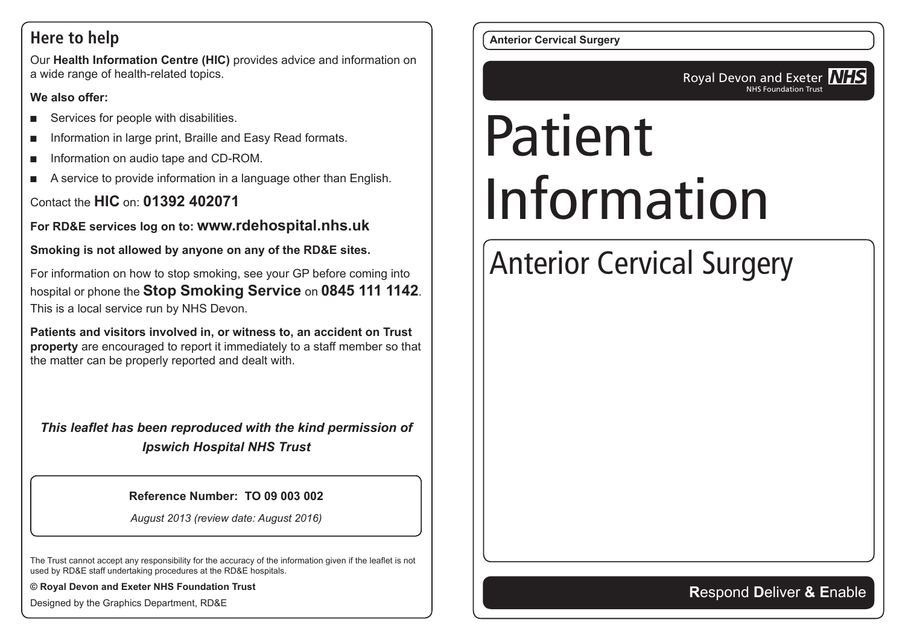## Here to help

Our **Health Information Centre (HIC)** provides advice and information on a wide range of health-related topics.

**We also offer:**

- Services for people with disabilities.
- Information in large print, Braille and Easy Read formats.
- Information on audio tape and CD-ROM.
- A service to provide information in a language other than English.

Contact the **HIC** on: **01392 402071**

**For RD&E services log on to: www.rdehospital.nhs.uk**

**Smoking is not allowed by anyone on any of the RD&E sites.**

For information on how to stop smoking, see your GP before coming into hospital or phone the **Stop Smoking Service** on **0845 111 1142**. This is a local service run by NHS Devon.

**Patients and visitors involved in, or witness to, an accident on Trust property** are encouraged to report it immediately to a staff member so that the matter can be properly reported and dealt with.

***This leaflet has been reproduced with the kind permission of Ipswich Hospital NHS Trust***

**Reference Number: TO 09 003 002**

*August 2013 (review date: August 2016)*

The Trust cannot accept any responsibility for the accuracy of the information given if the leaflet is not used by RD&E staff undertaking procedures at the RD&E hospitals.

**© Royal Devon and Exeter NHS Foundation Trust**

Designed by the Graphics Department, RD&E

**Anterior Cervical Surgery**

Royal Devon and Exeter NHS
NHS Foundation Trust

# Patient Information

## Anterior Cervical Surgery

**R**espond **D**eliver **& E**nable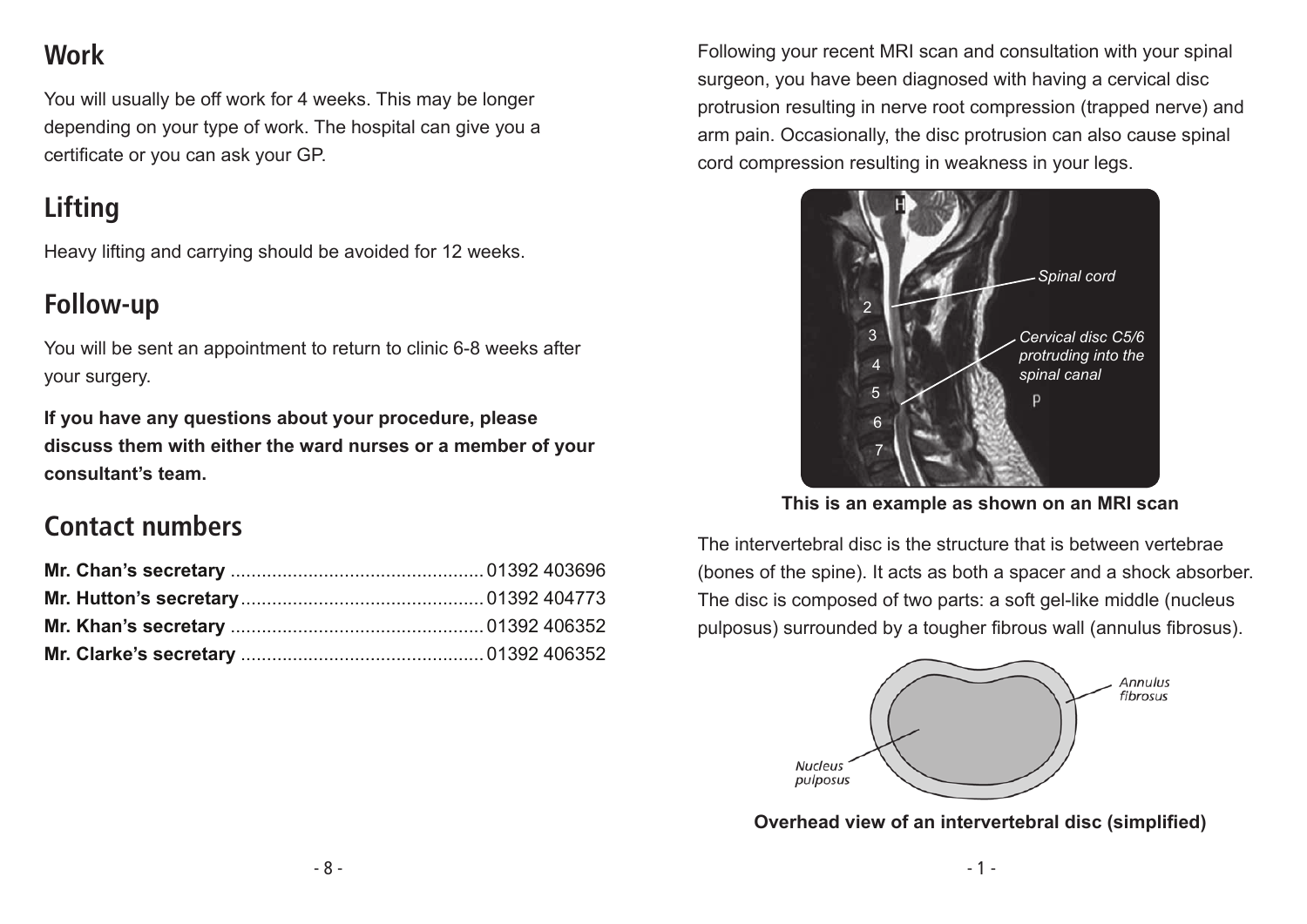## Work

You will usually be off work for 4 weeks. This may be longer depending on your type of work. The hospital can give you a certificate or you can ask your GP.

## Lifting

Heavy lifting and carrying should be avoided for 12 weeks.

## Follow-up

You will be sent an appointment to return to clinic 6-8 weeks after your surgery.

**If you have any questions about your procedure, please discuss them with either the ward nurses or a member of your consultant's team.**

## Contact numbers

**Mr. Chan's secretary** ................................................ 01392 403696
**Mr. Hutton's secretary** .............................................. 01392 404773
**Mr. Khan's secretary** ................................................ 01392 406352
**Mr. Clarke's secretary** .............................................. 01392 406352

Following your recent MRI scan and consultation with your spinal surgeon, you have been diagnosed with having a cervical disc protrusion resulting in nerve root compression (trapped nerve) and arm pain. Occasionally, the disc protrusion can also cause spinal cord compression resulting in weakness in your legs.

**This is an example as shown on an MRI scan**

The intervertebral disc is the structure that is between vertebrae (bones of the spine). It acts as both a spacer and a shock absorber. The disc is composed of two parts: a soft gel-like middle (nucleus pulposus) surrounded by a tougher fibrous wall (annulus fibrosus).

**Overhead view of an intervertebral disc (simplified)**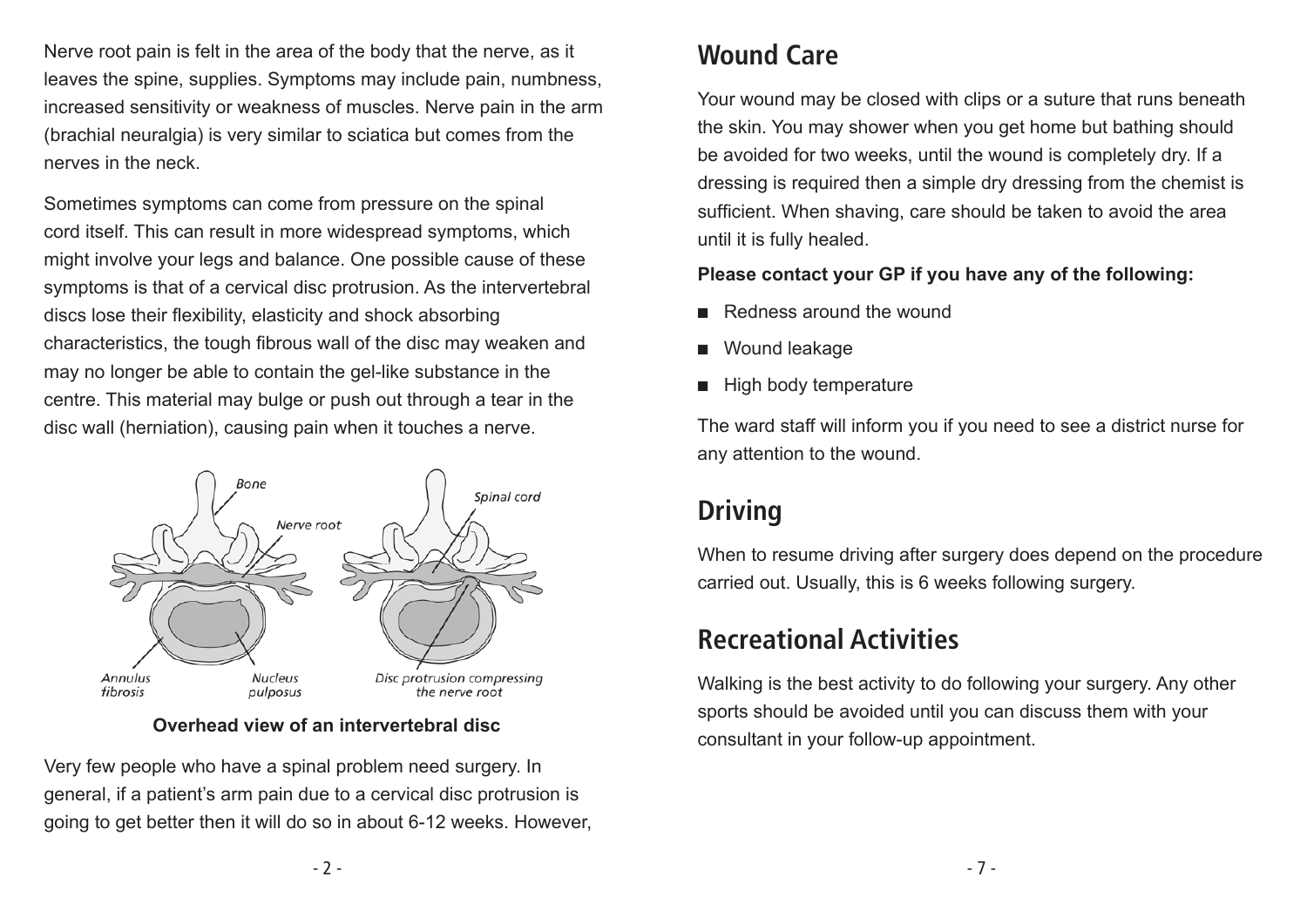Nerve root pain is felt in the area of the body that the nerve, as it leaves the spine, supplies. Symptoms may include pain, numbness, increased sensitivity or weakness of muscles. Nerve pain in the arm (brachial neuralgia) is very similar to sciatica but comes from the nerves in the neck.

Sometimes symptoms can come from pressure on the spinal cord itself. This can result in more widespread symptoms, which might involve your legs and balance. One possible cause of these symptoms is that of a cervical disc protrusion. As the intervertebral discs lose their flexibility, elasticity and shock absorbing characteristics, the tough fibrous wall of the disc may weaken and may no longer be able to contain the gel-like substance in the centre. This material may bulge or push out through a tear in the disc wall (herniation), causing pain when it touches a nerve.

**Overhead view of an intervertebral disc**

Very few people who have a spinal problem need surgery. In general, if a patient's arm pain due to a cervical disc protrusion is going to get better then it will do so in about 6-12 weeks. However,

## Wound Care

Your wound may be closed with clips or a suture that runs beneath the skin. You may shower when you get home but bathing should be avoided for two weeks, until the wound is completely dry. If a dressing is required then a simple dry dressing from the chemist is sufficient. When shaving, care should be taken to avoid the area until it is fully healed.

**Please contact your GP if you have any of the following:**

- Redness around the wound
- Wound leakage
- High body temperature

The ward staff will inform you if you need to see a district nurse for any attention to the wound.

## Driving

When to resume driving after surgery does depend on the procedure carried out. Usually, this is 6 weeks following surgery.

## Recreational Activities

Walking is the best activity to do following your surgery. Any other sports should be avoided until you can discuss them with your consultant in your follow-up appointment.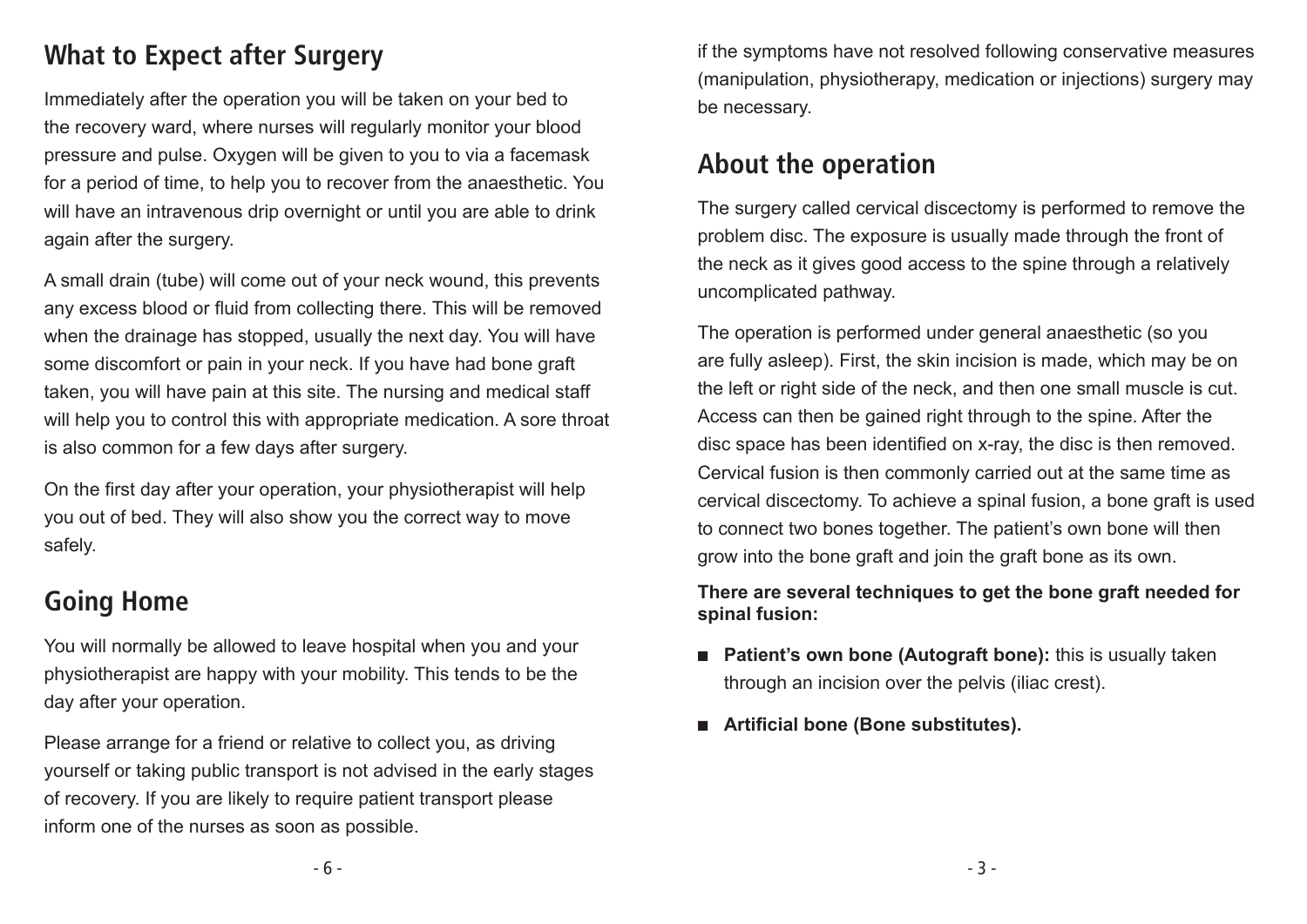## What to Expect after Surgery

Immediately after the operation you will be taken on your bed to the recovery ward, where nurses will regularly monitor your blood pressure and pulse. Oxygen will be given to you to via a facemask for a period of time, to help you to recover from the anaesthetic. You will have an intravenous drip overnight or until you are able to drink again after the surgery.

A small drain (tube) will come out of your neck wound, this prevents any excess blood or fluid from collecting there. This will be removed when the drainage has stopped, usually the next day. You will have some discomfort or pain in your neck. If you have had bone graft taken, you will have pain at this site. The nursing and medical staff will help you to control this with appropriate medication. A sore throat is also common for a few days after surgery.

On the first day after your operation, your physiotherapist will help you out of bed. They will also show you the correct way to move safely.

## Going Home

You will normally be allowed to leave hospital when you and your physiotherapist are happy with your mobility. This tends to be the day after your operation.

Please arrange for a friend or relative to collect you, as driving yourself or taking public transport is not advised in the early stages of recovery. If you are likely to require patient transport please inform one of the nurses as soon as possible.

if the symptoms have not resolved following conservative measures (manipulation, physiotherapy, medication or injections) surgery may be necessary.

## About the operation

The surgery called cervical discectomy is performed to remove the problem disc. The exposure is usually made through the front of the neck as it gives good access to the spine through a relatively uncomplicated pathway.

The operation is performed under general anaesthetic (so you are fully asleep). First, the skin incision is made, which may be on the left or right side of the neck, and then one small muscle is cut. Access can then be gained right through to the spine. After the disc space has been identified on x-ray, the disc is then removed. Cervical fusion is then commonly carried out at the same time as cervical discectomy. To achieve a spinal fusion, a bone graft is used to connect two bones together. The patient's own bone will then grow into the bone graft and join the graft bone as its own.

**There are several techniques to get the bone graft needed for spinal fusion:**

- **Patient's own bone (Autograft bone):** this is usually taken through an incision over the pelvis (iliac crest).
- **Artificial bone (Bone substitutes).**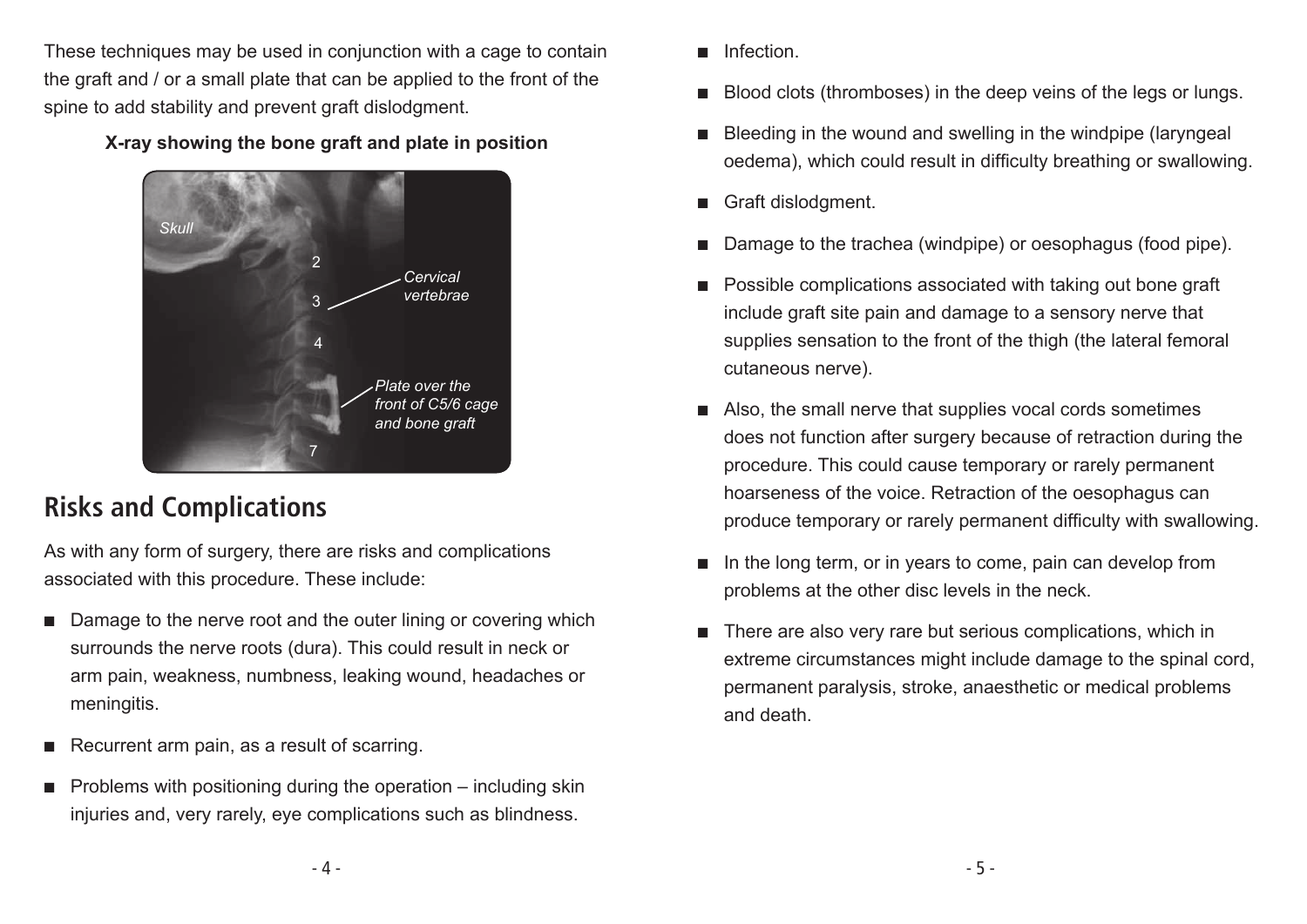These techniques may be used in conjunction with a cage to contain the graft and / or a small plate that can be applied to the front of the spine to add stability and prevent graft dislodgment.

**X-ray showing the bone graft and plate in position**

Skull

2

3

4

7

Cervical vertebrae

Plate over the front of C5/6 cage and bone graft

## Risks and Complications

As with any form of surgery, there are risks and complications associated with this procedure. These include:

- Damage to the nerve root and the outer lining or covering which surrounds the nerve roots (dura). This could result in neck or arm pain, weakness, numbness, leaking wound, headaches or meningitis.
- Recurrent arm pain, as a result of scarring.
- Problems with positioning during the operation – including skin injuries and, very rarely, eye complications such as blindness.
- Infection.
- Blood clots (thromboses) in the deep veins of the legs or lungs.
- Bleeding in the wound and swelling in the windpipe (laryngeal oedema), which could result in difficulty breathing or swallowing.
- Graft dislodgment.
- Damage to the trachea (windpipe) or oesophagus (food pipe).
- Possible complications associated with taking out bone graft include graft site pain and damage to a sensory nerve that supplies sensation to the front of the thigh (the lateral femoral cutaneous nerve).
- Also, the small nerve that supplies vocal cords sometimes does not function after surgery because of retraction during the procedure. This could cause temporary or rarely permanent hoarseness of the voice. Retraction of the oesophagus can produce temporary or rarely permanent difficulty with swallowing.
- In the long term, or in years to come, pain can develop from problems at the other disc levels in the neck.
- There are also very rare but serious complications, which in extreme circumstances might include damage to the spinal cord, permanent paralysis, stroke, anaesthetic or medical problems and death.